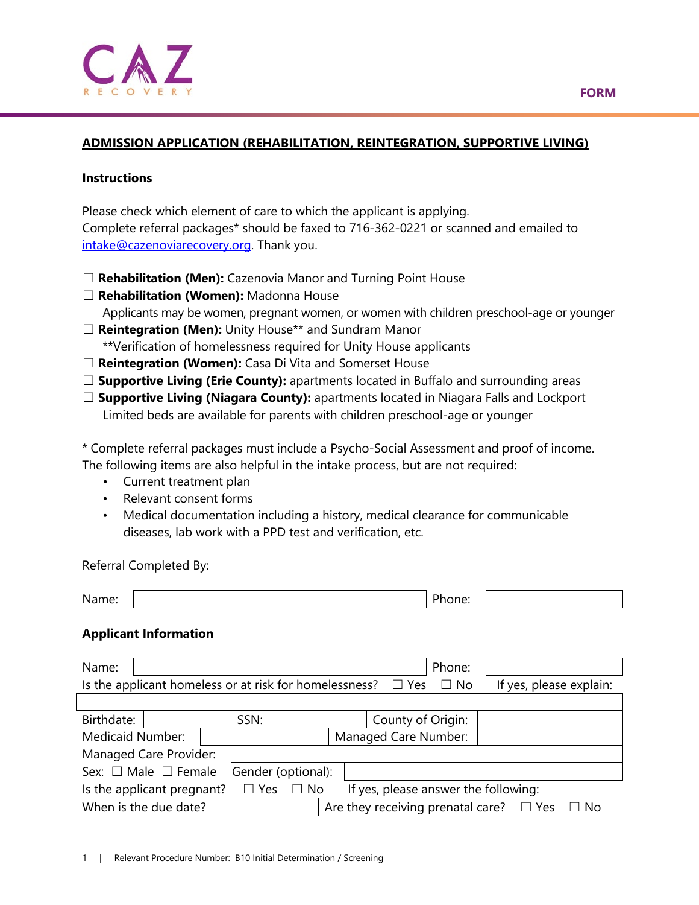CAZ RECOVERY

FORM

## ADMISSION APPLICATION (REHABILITATION, REINTEGRATION, SUPPORTIVE LIVING)

### Instructions

Please check which element of care to which the applicant is applying.
Complete referral packages* should be faxed to 716-362-0221 or scanned and emailed to intake@cazenoviarecovery.org. Thank you.

☐ **Rehabilitation (Men):** Cazenovia Manor and Turning Point House
☐ **Rehabilitation (Women):** Madonna House
   Applicants may be women, pregnant women, or women with children preschool-age or younger
☐ **Reintegration (Men):** Unity House** and Sundram Manor
   **Verification of homelessness required for Unity House applicants
☐ **Reintegration (Women):** Casa Di Vita and Somerset House
☐ **Supportive Living (Erie County):** apartments located in Buffalo and surrounding areas
☐ **Supportive Living (Niagara County):** apartments located in Niagara Falls and Lockport
   Limited beds are available for parents with children preschool-age or younger

* Complete referral packages must include a Psycho-Social Assessment and proof of income.
The following items are also helpful in the intake process, but are not required:

- Current treatment plan
- Relevant consent forms
- Medical documentation including a history, medical clearance for communicable diseases, lab work with a PPD test and verification, etc.

Referral Completed By:

| Name: | | Phone: | |
|---|---|---|---|

### Applicant Information

| Name: | | Phone: | |
|---|---|---|---|

Is the applicant homeless or at risk for homelessness? ☐ Yes ☐ No If yes, please explain:

| |
|---|

| Birthdate: | | SSN: | | County of Origin: | |
|---|---|---|---|---|---|
| Medicaid Number: | | Managed Care Number: | | | |
| Managed Care Provider: | | | | | |
| Sex: ☐ Male ☐ Female | Gender (optional): | | | | |

Is the applicant pregnant? ☐ Yes ☐ No If yes, please answer the following:

When is the due date? \_\_\_\_\_\_ Are they receiving prenatal care? ☐ Yes ☐ No

Relevant Procedure Number: B10 Initial Determination / Screening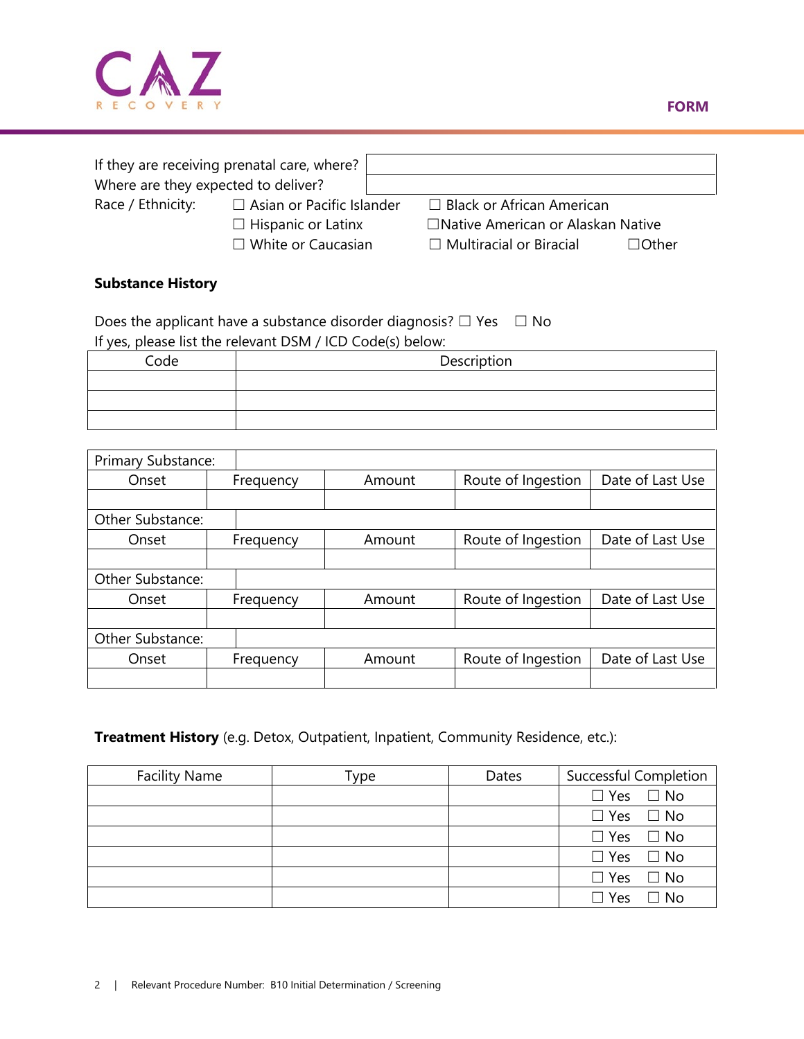| If they are receiving prenatal care, where? | |
|---|---|
| Where are they expected to deliver? | |

Race / Ethnicity: ☐ Asian or Pacific Islander ☐ Black or African American ☐ Hispanic or Latinx ☐Native American or Alaskan Native ☐ White or Caucasian ☐ Multiracial or Biracial ☐Other

**Substance History**

Does the applicant have a substance disorder diagnosis? ☐ Yes ☐ No

If yes, please list the relevant DSM / ICD Code(s) below:

| Code | Description |
|---|---|
| | |
| | |
| | |

| Primary Substance: | | | | |
|---|---|---|---|---|
| Onset | Frequency | Amount | Route of Ingestion | Date of Last Use |
| | | | | |
| Other Substance: | | | | |
| Onset | Frequency | Amount | Route of Ingestion | Date of Last Use |
| | | | | |
| Other Substance: | | | | |
| Onset | Frequency | Amount | Route of Ingestion | Date of Last Use |
| | | | | |
| Other Substance: | | | | |
| Onset | Frequency | Amount | Route of Ingestion | Date of Last Use |
| | | | | |

**Treatment History** (e.g. Detox, Outpatient, Inpatient, Community Residence, etc.):

| Facility Name | Type | Dates | Successful Completion |
|---|---|---|---|
| | | | ☐ Yes ☐ No |
| | | | ☐ Yes ☐ No |
| | | | ☐ Yes ☐ No |
| | | | ☐ Yes ☐ No |
| | | | ☐ Yes ☐ No |
| | | | ☐ Yes ☐ No |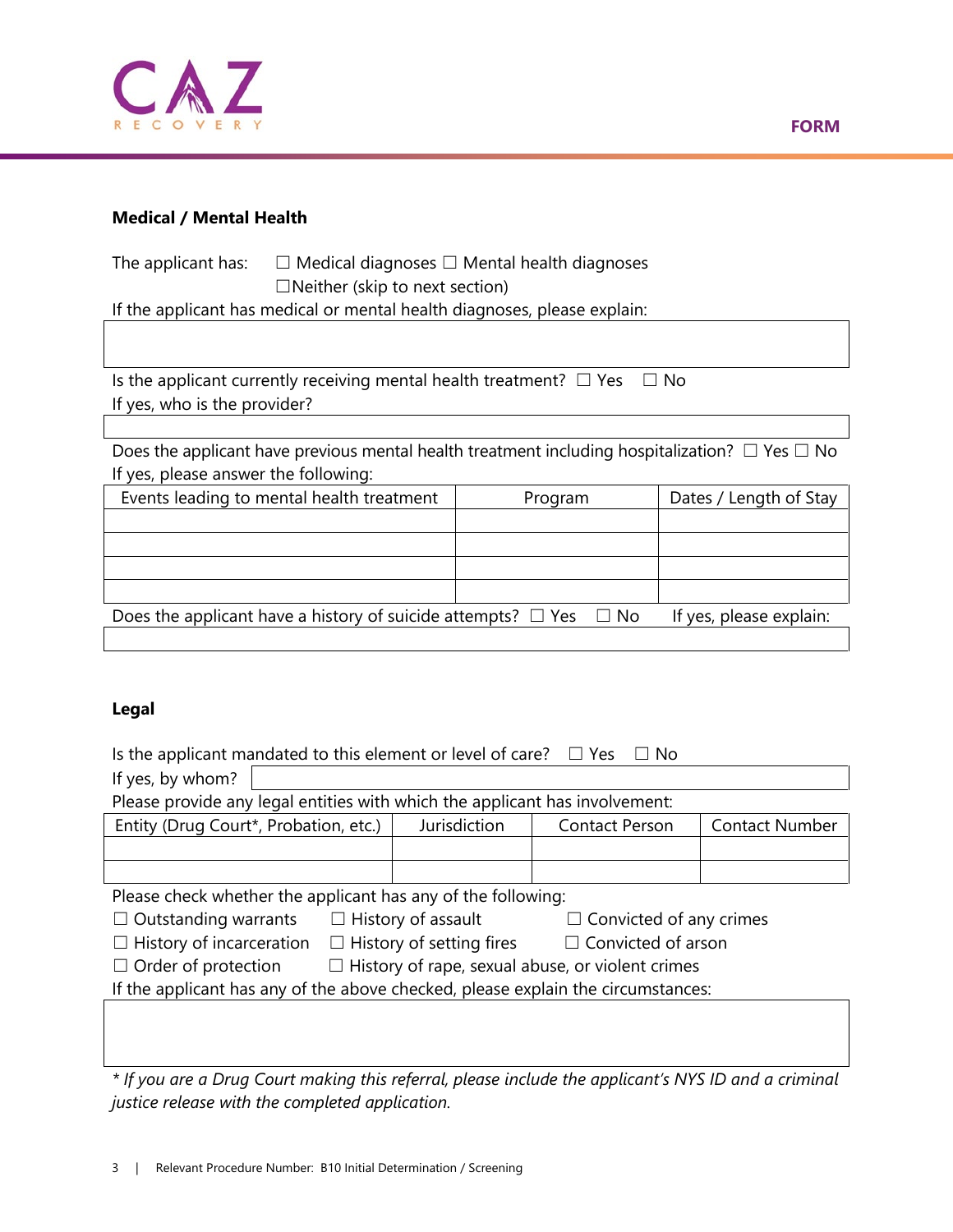**FORM**

## Medical / Mental Health

The applicant has: ☐ Medical diagnoses ☐ Mental health diagnoses ☐Neither (skip to next section)

If the applicant has medical or mental health diagnoses, please explain:

| |
|---|
| |

Is the applicant currently receiving mental health treatment? ☐ Yes ☐ No

If yes, who is the provider?

| |
|---|
| |

Does the applicant have previous mental health treatment including hospitalization? ☐ Yes ☐ No

If yes, please answer the following:

| Events leading to mental health treatment | Program | Dates / Length of Stay |
|---|---|---|
| | | |
| | | |
| | | |
| | | |

Does the applicant have a history of suicide attempts? ☐ Yes ☐ No If yes, please explain:

| |
|---|
| |

## Legal

Is the applicant mandated to this element or level of care? ☐ Yes ☐ No

If yes, by whom?

Please provide any legal entities with which the applicant has involvement:

| Entity (Drug Court*, Probation, etc.) | Jurisdiction | Contact Person | Contact Number |
|---|---|---|---|
| | | | |
| | | | |

Please check whether the applicant has any of the following:

☐ Outstanding warrants ☐ History of assault ☐ Convicted of any crimes
☐ History of incarceration ☐ History of setting fires ☐ Convicted of arson
☐ Order of protection ☐ History of rape, sexual abuse, or violent crimes

If the applicant has any of the above checked, please explain the circumstances:

| |
|---|
| |

*\* If you are a Drug Court making this referral, please include the applicant's NYS ID and a criminal justice release with the completed application.*

Relevant Procedure Number: B10 Initial Determination / Screening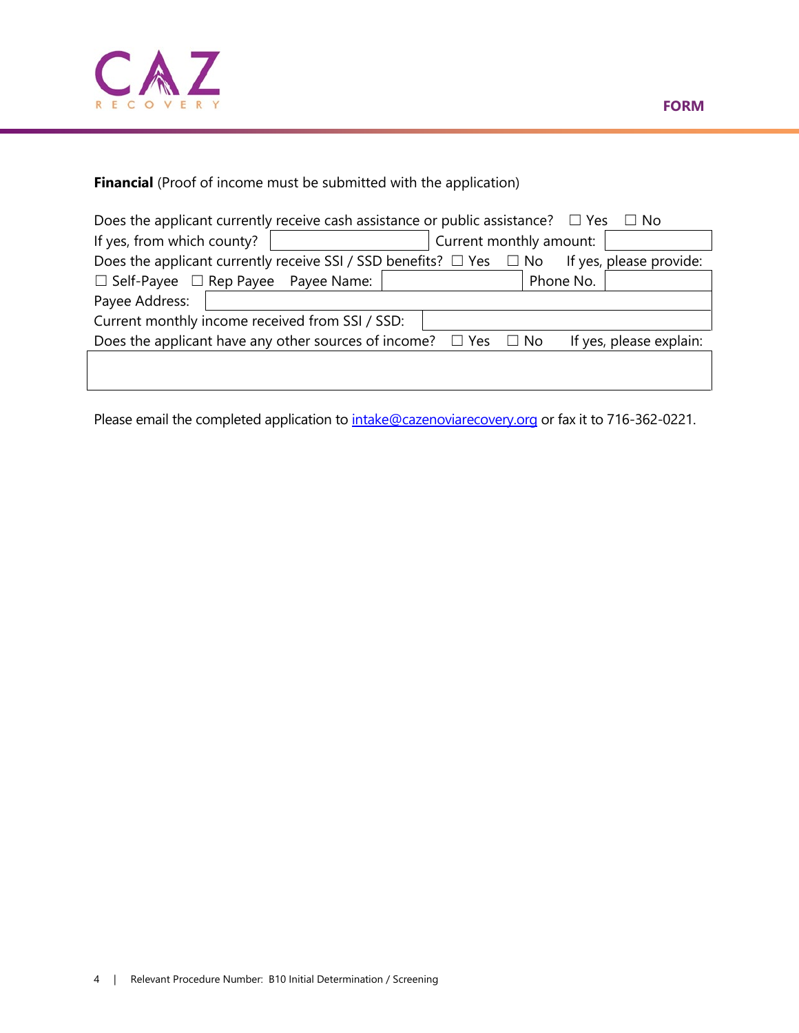**Financial** (Proof of income must be submitted with the application)

Does the applicant currently receive cash assistance or public assistance? ☐ Yes ☐ No

If yes, from which county? ____________ Current monthly amount: ____________

Does the applicant currently receive SSI / SSD benefits? ☐ Yes ☐ No If yes, please provide:

☐ Self-Payee ☐ Rep Payee Payee Name: ____________ Phone No. ____________

Payee Address: ____________

Current monthly income received from SSI / SSD: ____________

Does the applicant have any other sources of income? ☐ Yes ☐ No If yes, please explain:

____________

Please email the completed application to [intake@cazenoviarecovery.org](mailto:intake@cazenoviarecovery.org) or fax it to 716-362-0221.

Relevant Procedure Number: B10 Initial Determination / Screening